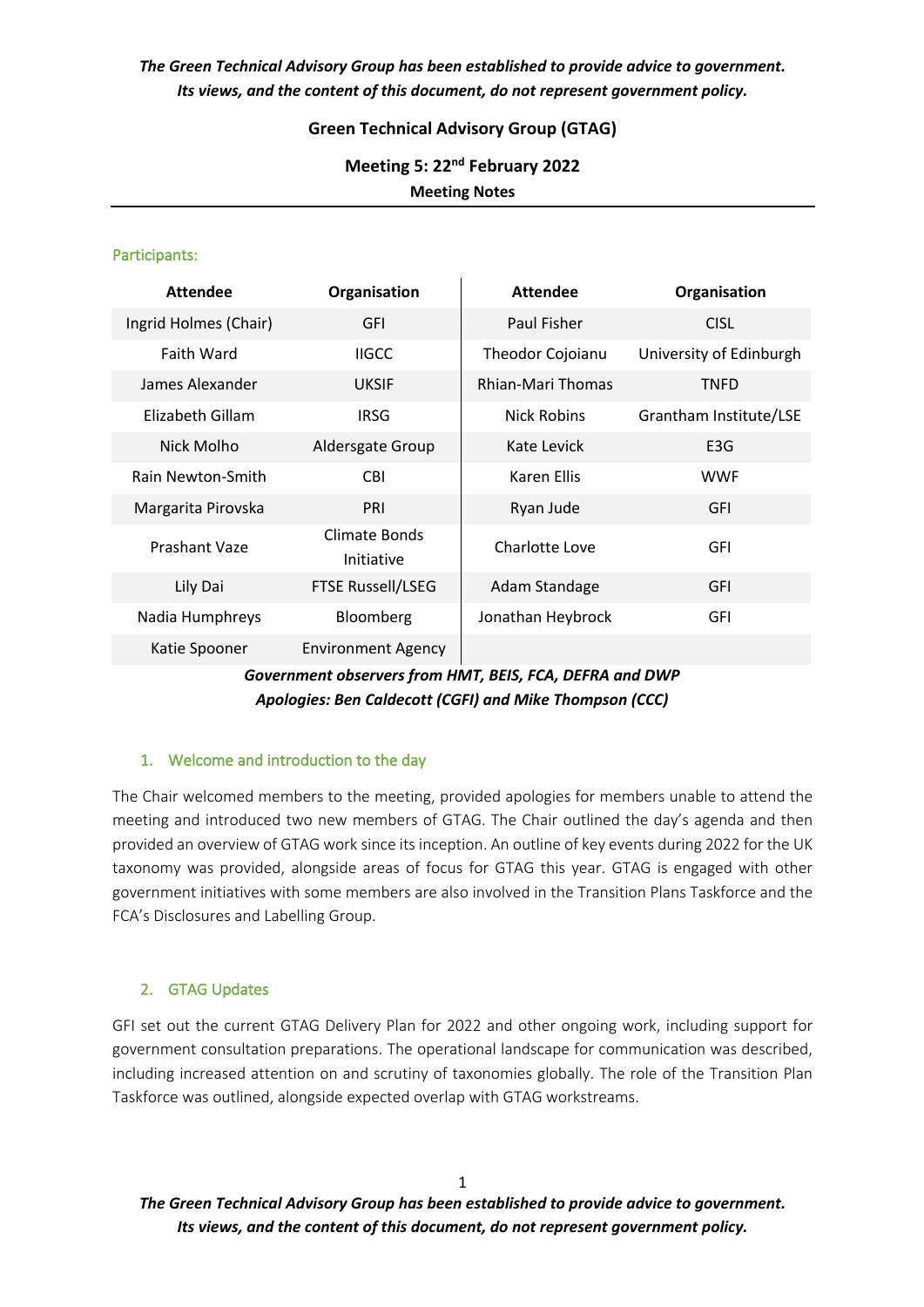*The Green Technical Advisory Group has been established to provide advice to government. Its views, and the content of this document, do not represent government policy.*

# Green Technical Advisory Group (GTAG)

## Meeting 5: 22nd February 2022

**Meeting Notes**

### Participants:

| Attendee | Organisation | Attendee | Organisation |
|---|---|---|---|
| Ingrid Holmes (Chair) | GFI | Paul Fisher | CISL |
| Faith Ward | IIGCC | Theodor Cojoianu | University of Edinburgh |
| James Alexander | UKSIF | Rhian-Mari Thomas | TNFD |
| Elizabeth Gillam | IRSG | Nick Robins | Grantham Institute/LSE |
| Nick Molho | Aldersgate Group | Kate Levick | E3G |
| Rain Newton-Smith | CBI | Karen Ellis | WWF |
| Margarita Pirovska | PRI | Ryan Jude | GFI |
| Prashant Vaze | Climate Bonds Initiative | Charlotte Love | GFI |
| Lily Dai | FTSE Russell/LSEG | Adam Standage | GFI |
| Nadia Humphreys | Bloomberg | Jonathan Heybrock | GFI |
| Katie Spooner | Environment Agency | | |

***Government observers from HMT, BEIS, FCA, DEFRA and DWP***
***Apologies: Ben Caldecott (CGFI) and Mike Thompson (CCC)***

### 1. Welcome and introduction to the day

The Chair welcomed members to the meeting, provided apologies for members unable to attend the meeting and introduced two new members of GTAG. The Chair outlined the day's agenda and then provided an overview of GTAG work since its inception. An outline of key events during 2022 for the UK taxonomy was provided, alongside areas of focus for GTAG this year. GTAG is engaged with other government initiatives with some members are also involved in the Transition Plans Taskforce and the FCA's Disclosures and Labelling Group.

### 2. GTAG Updates

GFI set out the current GTAG Delivery Plan for 2022 and other ongoing work, including support for government consultation preparations. The operational landscape for communication was described, including increased attention on and scrutiny of taxonomies globally. The role of the Transition Plan Taskforce was outlined, alongside expected overlap with GTAG workstreams.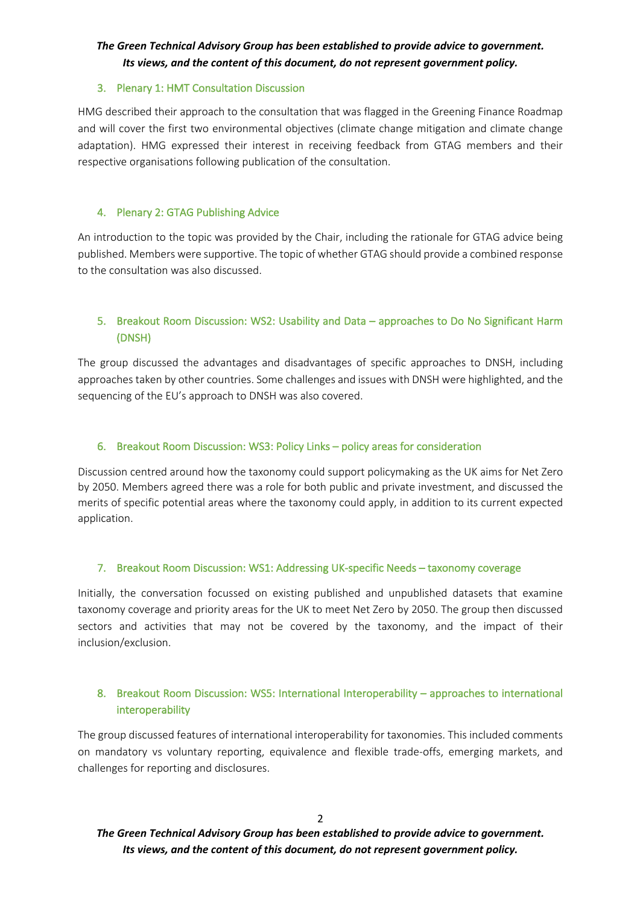## 3. Plenary 1: HMT Consultation Discussion

HMG described their approach to the consultation that was flagged in the Greening Finance Roadmap and will cover the first two environmental objectives (climate change mitigation and climate change adaptation). HMG expressed their interest in receiving feedback from GTAG members and their respective organisations following publication of the consultation.

## 4. Plenary 2: GTAG Publishing Advice

An introduction to the topic was provided by the Chair, including the rationale for GTAG advice being published. Members were supportive. The topic of whether GTAG should provide a combined response to the consultation was also discussed.

## 5. Breakout Room Discussion: WS2: Usability and Data – approaches to Do No Significant Harm (DNSH)

The group discussed the advantages and disadvantages of specific approaches to DNSH, including approaches taken by other countries. Some challenges and issues with DNSH were highlighted, and the sequencing of the EU's approach to DNSH was also covered.

## 6. Breakout Room Discussion: WS3: Policy Links – policy areas for consideration

Discussion centred around how the taxonomy could support policymaking as the UK aims for Net Zero by 2050. Members agreed there was a role for both public and private investment, and discussed the merits of specific potential areas where the taxonomy could apply, in addition to its current expected application.

## 7. Breakout Room Discussion: WS1: Addressing UK-specific Needs – taxonomy coverage

Initially, the conversation focussed on existing published and unpublished datasets that examine taxonomy coverage and priority areas for the UK to meet Net Zero by 2050. The group then discussed sectors and activities that may not be covered by the taxonomy, and the impact of their inclusion/exclusion.

## 8. Breakout Room Discussion: WS5: International Interoperability – approaches to international interoperability

The group discussed features of international interoperability for taxonomies. This included comments on mandatory vs voluntary reporting, equivalence and flexible trade-offs, emerging markets, and challenges for reporting and disclosures.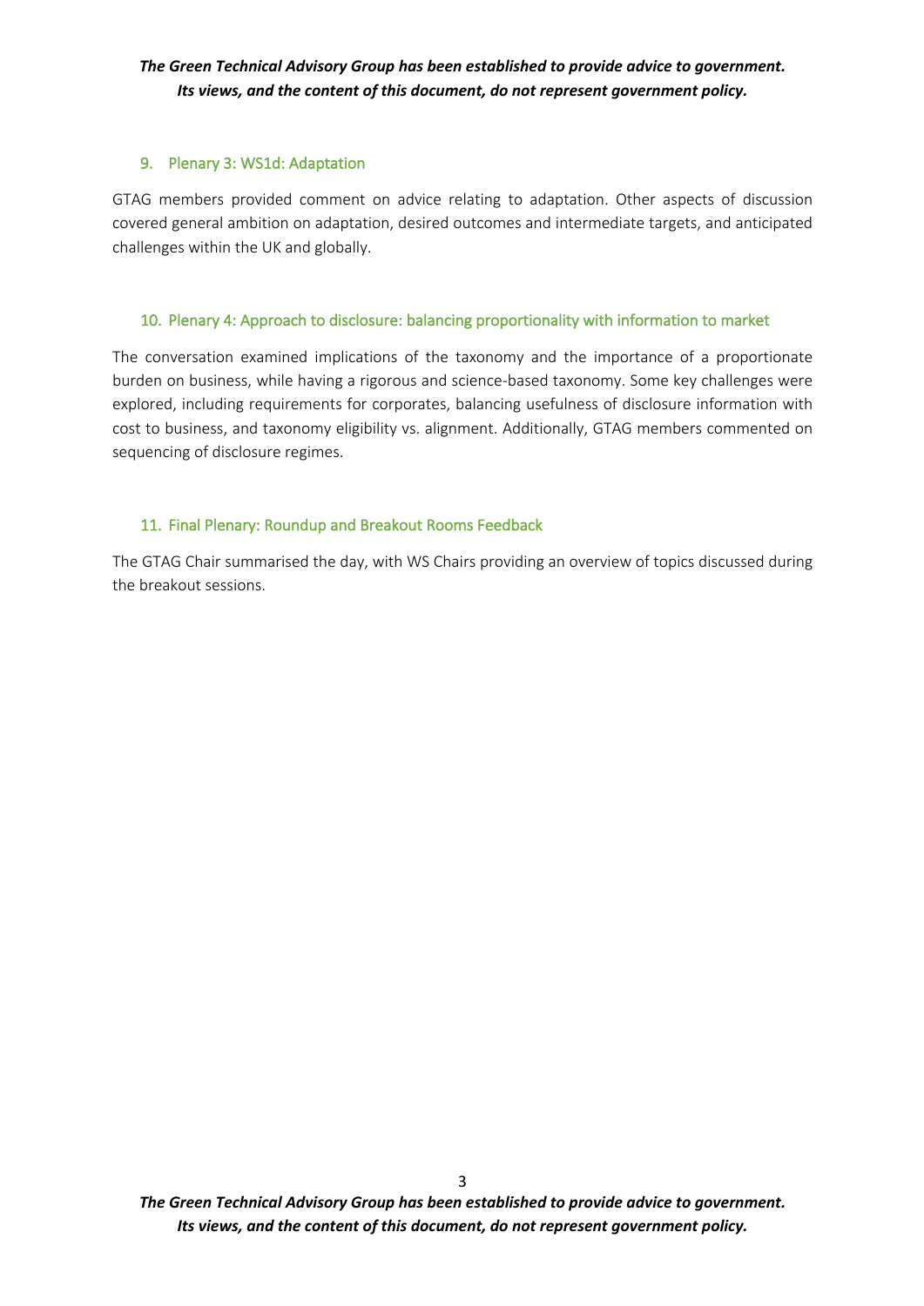## 9. Plenary 3: WS1d: Adaptation

GTAG members provided comment on advice relating to adaptation. Other aspects of discussion covered general ambition on adaptation, desired outcomes and intermediate targets, and anticipated challenges within the UK and globally.

## 10. Plenary 4: Approach to disclosure: balancing proportionality with information to market

The conversation examined implications of the taxonomy and the importance of a proportionate burden on business, while having a rigorous and science-based taxonomy. Some key challenges were explored, including requirements for corporates, balancing usefulness of disclosure information with cost to business, and taxonomy eligibility vs. alignment. Additionally, GTAG members commented on sequencing of disclosure regimes.

## 11. Final Plenary: Roundup and Breakout Rooms Feedback

The GTAG Chair summarised the day, with WS Chairs providing an overview of topics discussed during the breakout sessions.